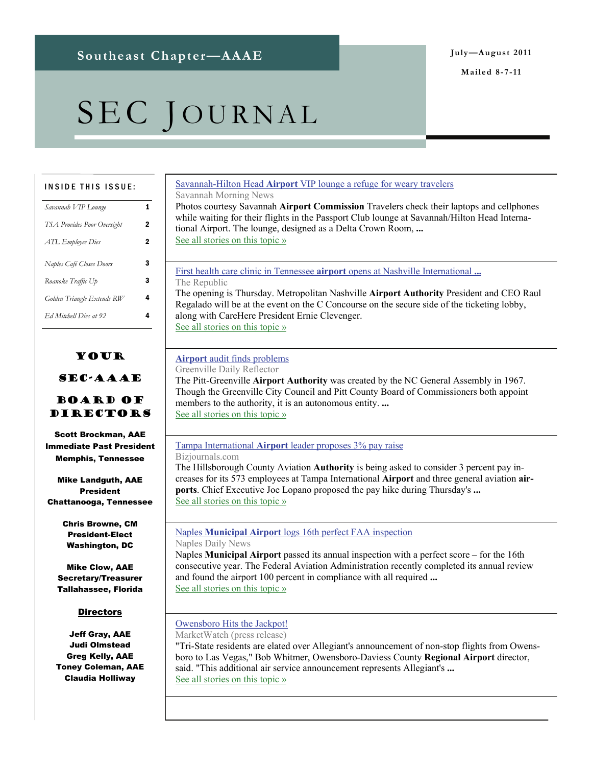Southeast Chapter—AAAE

July—August 2011

Mailed 8-7-11

# SEC Journal

**INSIDE THIS ISSUE:**

| | |
|---|---|
| *Savannah VIP Lounge* | 1 |
| *TSA Provides Poor Oversight* | 2 |
| *ATL Employee Dies* | 2 |
| *Naples Café Closes Doors* | 3 |
| *Roanoke Traffic Up* | 3 |
| *Golden Triangle Extends RW* | 4 |
| *Ed Mitchell Dies at 92* | 4 |

## YOUR SEC-AAAE BOARD OF DIRECTORS

**Scott Brockman, AAE**
**Immediate Past President**
**Memphis, Tennessee**

**Mike Landguth, AAE**
**President**
**Chattanooga, Tennessee**

**Chris Browne, CM**
**President-Elect**
**Washington, DC**

**Mike Clow, AAE**
**Secretary/Treasurer**
**Tallahassee, Florida**

**Directors**

**Jeff Gray, AAE**
**Judi Olmstead**
**Greg Kelly, AAE**
**Toney Coleman, AAE**
**Claudia Holliway**

---

Savannah-Hilton Head **Airport** VIP lounge a refuge for weary travelers

Savannah Morning News

Photos courtesy Savannah **Airport Commission** Travelers check their laptops and cellphones while waiting for their flights in the Passport Club lounge at Savannah/Hilton Head International Airport. The lounge, designed as a Delta Crown Room, **...**

See all stories on this topic »

---

First health care clinic in Tennessee **airport** opens at Nashville International **...**

The Republic

The opening is Thursday. Metropolitan Nashville **Airport Authority** President and CEO Raul Regalado will be at the event on the C Concourse on the secure side of the ticketing lobby, along with CareHere President Ernie Clevenger.

See all stories on this topic »

---

**Airport** audit finds problems

Greenville Daily Reflector

The Pitt-Greenville **Airport Authority** was created by the NC General Assembly in 1967. Though the Greenville City Council and Pitt County Board of Commissioners both appoint members to the authority, it is an autonomous entity. **...**

See all stories on this topic »

---

Tampa International **Airport** leader proposes 3% pay raise

Bizjournals.com

The Hillsborough County Aviation **Authority** is being asked to consider 3 percent pay increases for its 573 employees at Tampa International **Airport** and three general aviation **airports**. Chief Executive Joe Lopano proposed the pay hike during Thursday's **...**

See all stories on this topic »

---

Naples **Municipal Airport** logs 16th perfect FAA inspection

Naples Daily News

Naples **Municipal Airport** passed its annual inspection with a perfect score – for the 16th consecutive year. The Federal Aviation Administration recently completed its annual review and found the airport 100 percent in compliance with all required **...**

See all stories on this topic »

---

Owensboro Hits the Jackpot!

MarketWatch (press release)

"Tri-State residents are elated over Allegiant's announcement of non-stop flights from Owensboro to Las Vegas," Bob Whitmer, Owensboro-Daviess County **Regional Airport** director, said. "This additional air service announcement represents Allegiant's **...**

See all stories on this topic »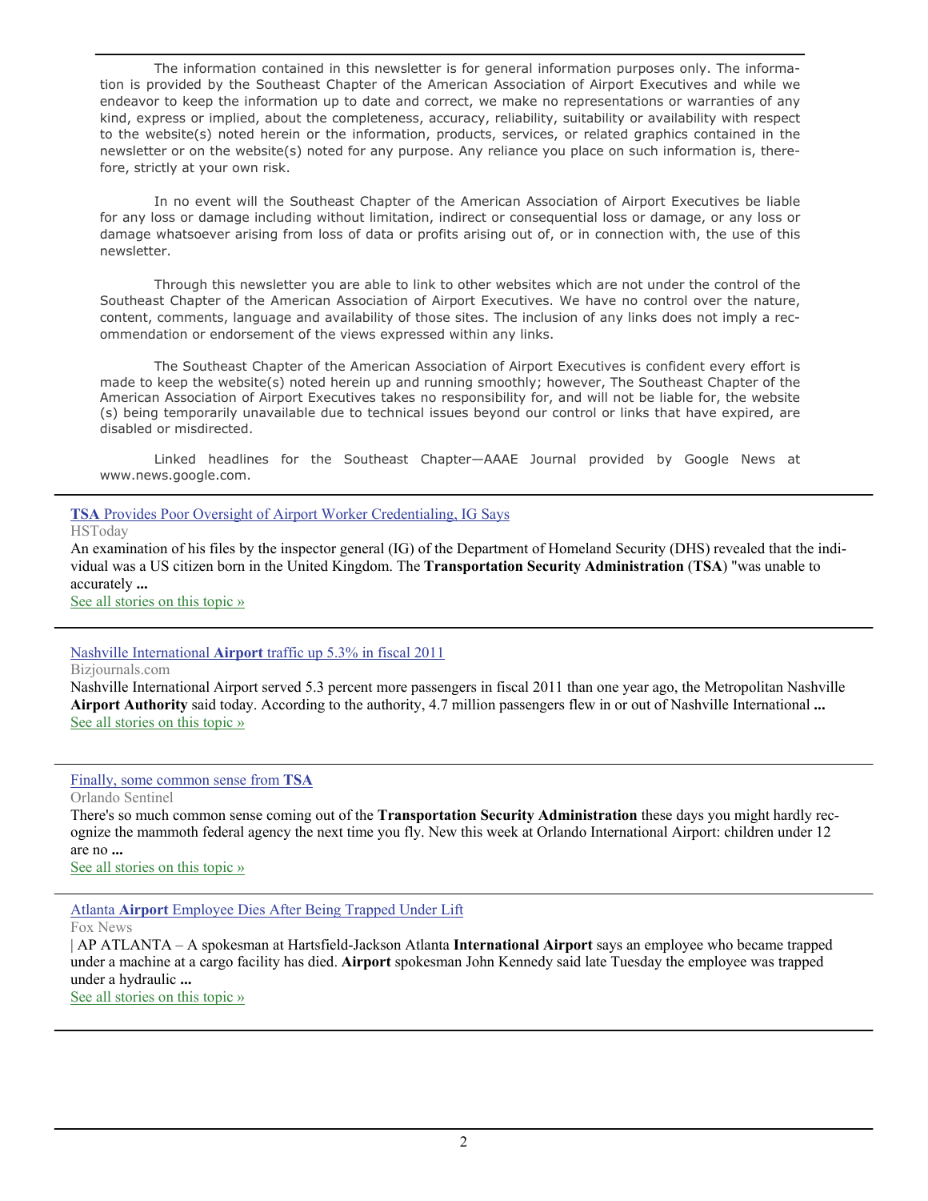The information contained in this newsletter is for general information purposes only. The information is provided by the Southeast Chapter of the American Association of Airport Executives and while we endeavor to keep the information up to date and correct, we make no representations or warranties of any kind, express or implied, about the completeness, accuracy, reliability, suitability or availability with respect to the website(s) noted herein or the information, products, services, or related graphics contained in the newsletter or on the website(s) noted for any purpose. Any reliance you place on such information is, therefore, strictly at your own risk.

In no event will the Southeast Chapter of the American Association of Airport Executives be liable for any loss or damage including without limitation, indirect or consequential loss or damage, or any loss or damage whatsoever arising from loss of data or profits arising out of, or in connection with, the use of this newsletter.

Through this newsletter you are able to link to other websites which are not under the control of the Southeast Chapter of the American Association of Airport Executives. We have no control over the nature, content, comments, language and availability of those sites. The inclusion of any links does not imply a recommendation or endorsement of the views expressed within any links.

The Southeast Chapter of the American Association of Airport Executives is confident every effort is made to keep the website(s) noted herein up and running smoothly; however, The Southeast Chapter of the American Association of Airport Executives takes no responsibility for, and will not be liable for, the website (s) being temporarily unavailable due to technical issues beyond our control or links that have expired, are disabled or misdirected.

Linked headlines for the Southeast Chapter—AAAE Journal provided by Google News at www.news.google.com.

---

**TSA** Provides Poor Oversight of Airport Worker Credentialing, IG Says

HSToday

An examination of his files by the inspector general (IG) of the Department of Homeland Security (DHS) revealed that the individual was a US citizen born in the United Kingdom. The **Transportation Security Administration** (**TSA**) "was unable to accurately **...**

See all stories on this topic »

---

Nashville International **Airport** traffic up 5.3% in fiscal 2011

Bizjournals.com

Nashville International Airport served 5.3 percent more passengers in fiscal 2011 than one year ago, the Metropolitan Nashville **Airport Authority** said today. According to the authority, 4.7 million passengers flew in or out of Nashville International **...**

See all stories on this topic »

---

Finally, some common sense from **TSA**

Orlando Sentinel

There's so much common sense coming out of the **Transportation Security Administration** these days you might hardly recognize the mammoth federal agency the next time you fly. New this week at Orlando International Airport: children under 12 are no **...**

See all stories on this topic »

---

Atlanta **Airport** Employee Dies After Being Trapped Under Lift

Fox News

| AP ATLANTA – A spokesman at Hartsfield-Jackson Atlanta **International Airport** says an employee who became trapped under a machine at a cargo facility has died. **Airport** spokesman John Kennedy said late Tuesday the employee was trapped under a hydraulic **...**

See all stories on this topic »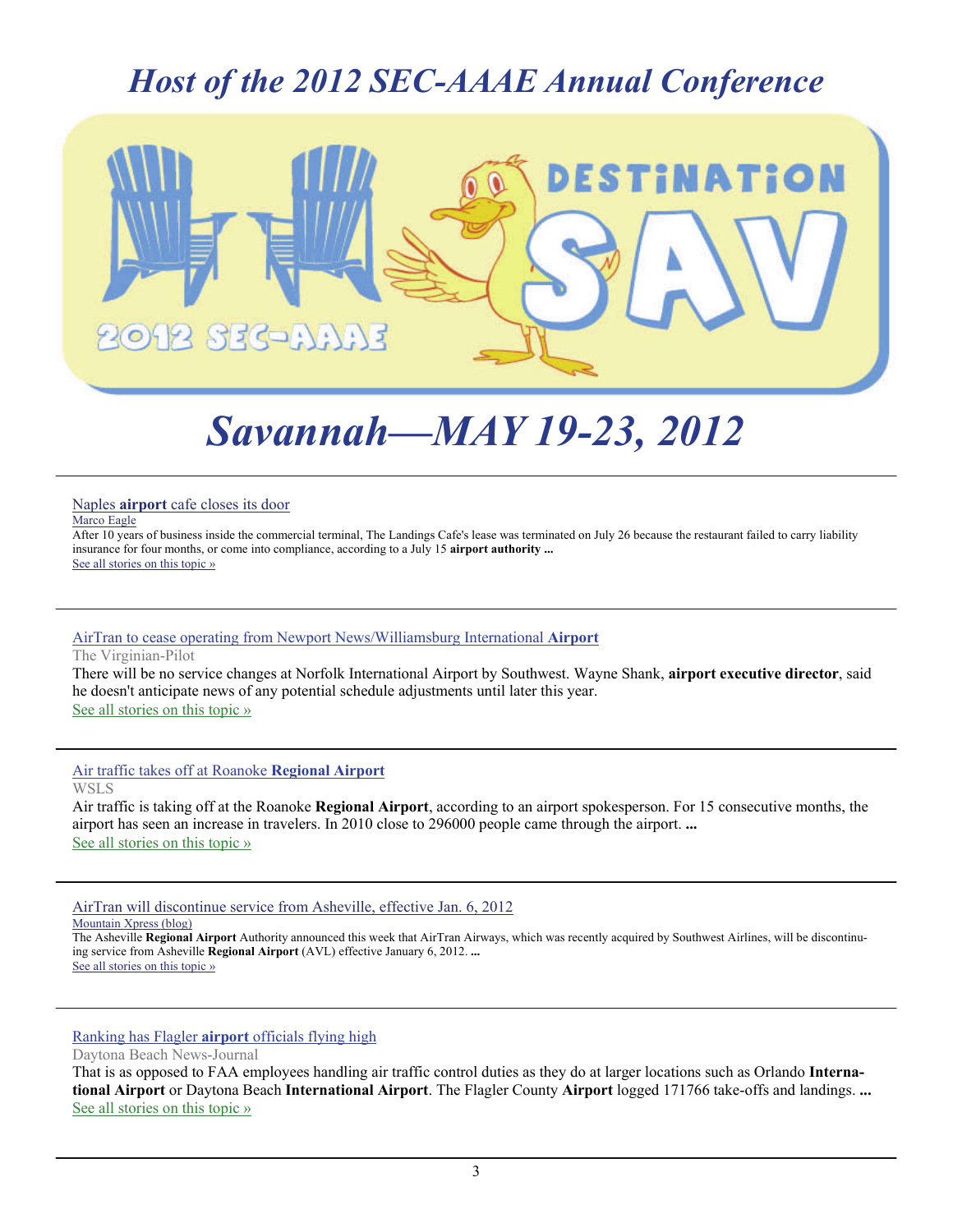# *Host of the 2012 SEC-AAAE Annual Conference*

# *Savannah—MAY 19-23, 2012*

---

[Naples **airport** cafe closes its door](#)

Marco Eagle

After 10 years of business inside the commercial terminal, The Landings Cafe's lease was terminated on July 26 because the restaurant failed to carry liability insurance for four months, or come into compliance, according to a July 15 **airport authority ...**

See all stories on this topic »

---

[AirTran to cease operating from Newport News/Williamsburg International **Airport**](#)

The Virginian-Pilot

There will be no service changes at Norfolk International Airport by Southwest. Wayne Shank, **airport executive director**, said he doesn't anticipate news of any potential schedule adjustments until later this year.

See all stories on this topic »

---

[Air traffic takes off at Roanoke **Regional Airport**](#)

WSLS

Air traffic is taking off at the Roanoke **Regional Airport**, according to an airport spokesperson. For 15 consecutive months, the airport has seen an increase in travelers. In 2010 close to 296000 people came through the airport. **...**

See all stories on this topic »

---

[AirTran will discontinue service from Asheville, effective Jan. 6, 2012](#)

Mountain Xpress (blog)

The Asheville **Regional Airport** Authority announced this week that AirTran Airways, which was recently acquired by Southwest Airlines, will be discontinuing service from Asheville **Regional Airport** (AVL) effective January 6, 2012. **...**

See all stories on this topic »

---

[Ranking has Flagler **airport** officials flying high](#)

Daytona Beach News-Journal

That is as opposed to FAA employees handling air traffic control duties as they do at larger locations such as Orlando **International Airport** or Daytona Beach **International Airport**. The Flagler County **Airport** logged 171766 take-offs and landings. **...**

See all stories on this topic »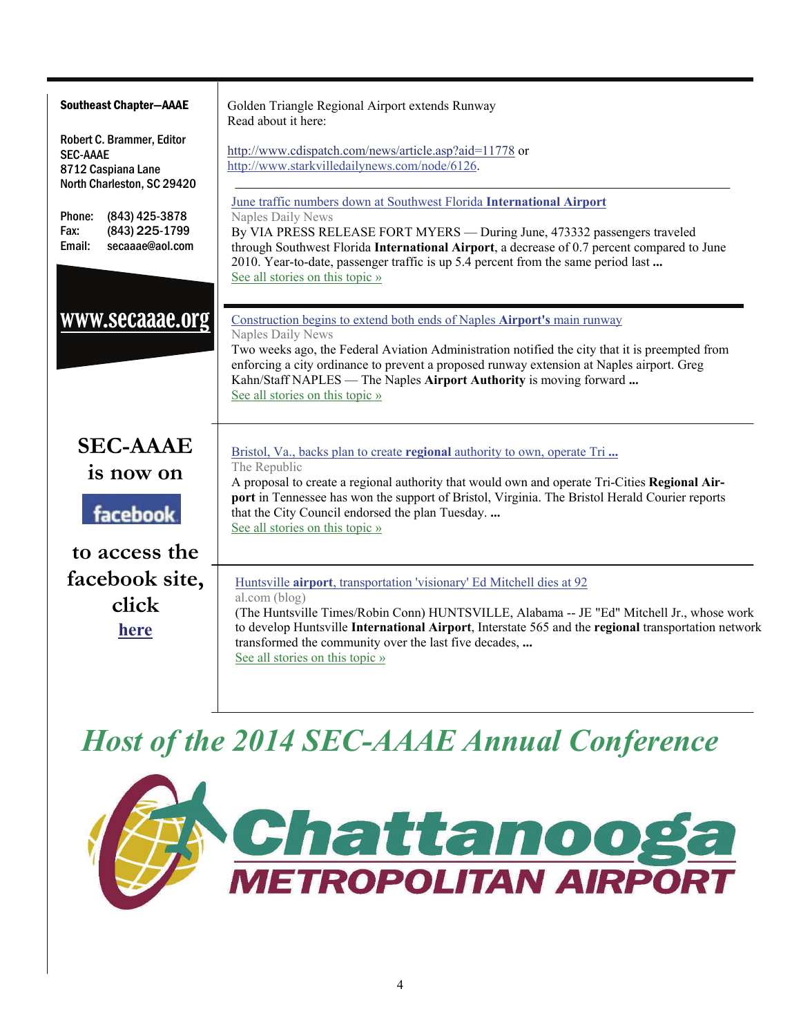**Southeast Chapter—AAAE**

Robert C. Brammer, Editor
SEC-AAAE
8712 Caspiana Lane
North Charleston, SC 29420

Phone: (843) 425-3878
Fax: (843) 225-1799
Email: secaaae@aol.com

**www.secaaae.org**

**SEC-AAAE is now on facebook to access the facebook site, click here**

Golden Triangle Regional Airport extends Runway
Read about it here:

http://www.cdispatch.com/news/article.asp?aid=11778 or
http://www.starkvilledailynews.com/node/6126.

---

June traffic numbers down at Southwest Florida **International Airport**
Naples Daily News
By VIA PRESS RELEASE FORT MYERS — During June, 473332 passengers traveled through Southwest Florida **International Airport**, a decrease of 0.7 percent compared to June 2010. Year-to-date, passenger traffic is up 5.4 percent from the same period last **...**
See all stories on this topic »

---

Construction begins to extend both ends of Naples **Airport's** main runway
Naples Daily News
Two weeks ago, the Federal Aviation Administration notified the city that it is preempted from enforcing a city ordinance to prevent a proposed runway extension at Naples airport. Greg Kahn/Staff NAPLES — The Naples **Airport Authority** is moving forward **...**
See all stories on this topic »

---

Bristol, Va., backs plan to create **regional** authority to own, operate Tri **...**
The Republic
A proposal to create a regional authority that would own and operate Tri-Cities **Regional Airport** in Tennessee has won the support of Bristol, Virginia. The Bristol Herald Courier reports that the City Council endorsed the plan Tuesday. **...**
See all stories on this topic »

---

Huntsville **airport**, transportation 'visionary' Ed Mitchell dies at 92
al.com (blog)
(The Huntsville Times/Robin Conn) HUNTSVILLE, Alabama -- JE "Ed" Mitchell Jr., whose work to develop Huntsville **International Airport**, Interstate 565 and the **regional** transportation network transformed the community over the last five decades, **...**
See all stories on this topic »

---

*Host of the 2014 SEC-AAAE Annual Conference*

**Chattanooga METROPOLITAN AIRPORT**